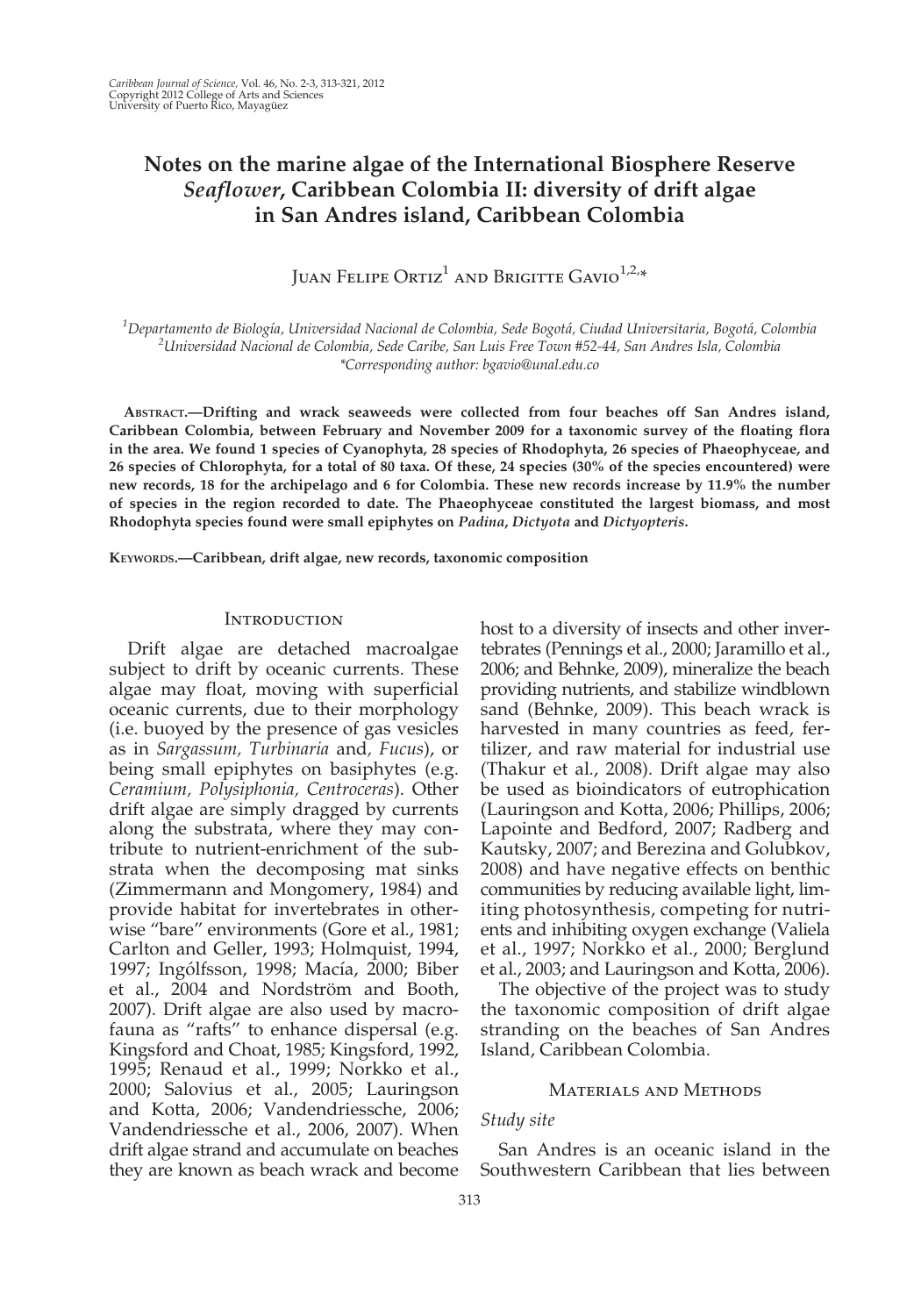# Notes on the marine algae of the International Biosphere Reserve *Seaflower*, Caribbean Colombia II: diversity of drift algae in San Andres island, Caribbean Colombia

Juan Felipe Ortiz[1] and Brigitte Gavio[1,2,*]

[1]Departamento de Biología, Universidad Nacional de Colombia, Sede Bogotá, Ciudad Universitaria, Bogotá, Colombia
[2]Universidad Nacional de Colombia, Sede Caribe, San Luis Free Town #52-44, San Andres Isla, Colombia
*Corresponding author: bgavio@unal.edu.co

**Abstract.—Drifting and wrack seaweeds were collected from four beaches off San Andres island, Caribbean Colombia, between February and November 2009 for a taxonomic survey of the floating flora in the area. We found 1 species of Cyanophyta, 28 species of Rhodophyta, 26 species of Phaeophyceae, and 26 species of Chlorophyta, for a total of 80 taxa. Of these, 24 species (30% of the species encountered) were new records, 18 for the archipelago and 6 for Colombia. These new records increase by 11.9% the number of species in the region recorded to date. The Phaeophyceae constituted the largest biomass, and most Rhodophyta species found were small epiphytes on *Padina*, *Dictyota* and *Dictyopteris*.**

**Keywords.—Caribbean, drift algae, new records, taxonomic composition**

## Introduction

Drift algae are detached macroalgae subject to drift by oceanic currents. These algae may float, moving with superficial oceanic currents, due to their morphology (i.e. buoyed by the presence of gas vesicles as in *Sargassum, Turbinaria* and*, Fucus*), or being small epiphytes on basiphytes (e.g. *Ceramium, Polysiphonia, Centroceras*). Other drift algae are simply dragged by currents along the substrata, where they may contribute to nutrient-enrichment of the substrata when the decomposing mat sinks (Zimmermann and Mongomery, 1984) and provide habitat for invertebrates in otherwise "bare" environments (Gore et al., 1981; Carlton and Geller, 1993; Holmquist, 1994, 1997; Ingólfsson, 1998; Macía, 2000; Biber et al., 2004 and Nordström and Booth, 2007). Drift algae are also used by macrofauna as "rafts" to enhance dispersal (e.g. Kingsford and Choat, 1985; Kingsford, 1992, 1995; Renaud et al., 1999; Norkko et al., 2000; Salovius et al., 2005; Lauringson and Kotta, 2006; Vandendriessche, 2006; Vandendriessche et al., 2006, 2007). When drift algae strand and accumulate on beaches they are known as beach wrack and become host to a diversity of insects and other invertebrates (Pennings et al., 2000; Jaramillo et al., 2006; and Behnke, 2009), mineralize the beach providing nutrients, and stabilize windblown sand (Behnke, 2009). This beach wrack is harvested in many countries as feed, fertilizer, and raw material for industrial use (Thakur et al., 2008). Drift algae may also be used as bioindicators of eutrophication (Lauringson and Kotta, 2006; Phillips, 2006; Lapointe and Bedford, 2007; Radberg and Kautsky, 2007; and Berezina and Golubkov, 2008) and have negative effects on benthic communities by reducing available light, limiting photosynthesis, competing for nutrients and inhibiting oxygen exchange (Valiela et al., 1997; Norkko et al., 2000; Berglund et al., 2003; and Lauringson and Kotta, 2006).

The objective of the project was to study the taxonomic composition of drift algae stranding on the beaches of San Andres Island, Caribbean Colombia.

## Materials and Methods

### Study site

San Andres is an oceanic island in the Southwestern Caribbean that lies between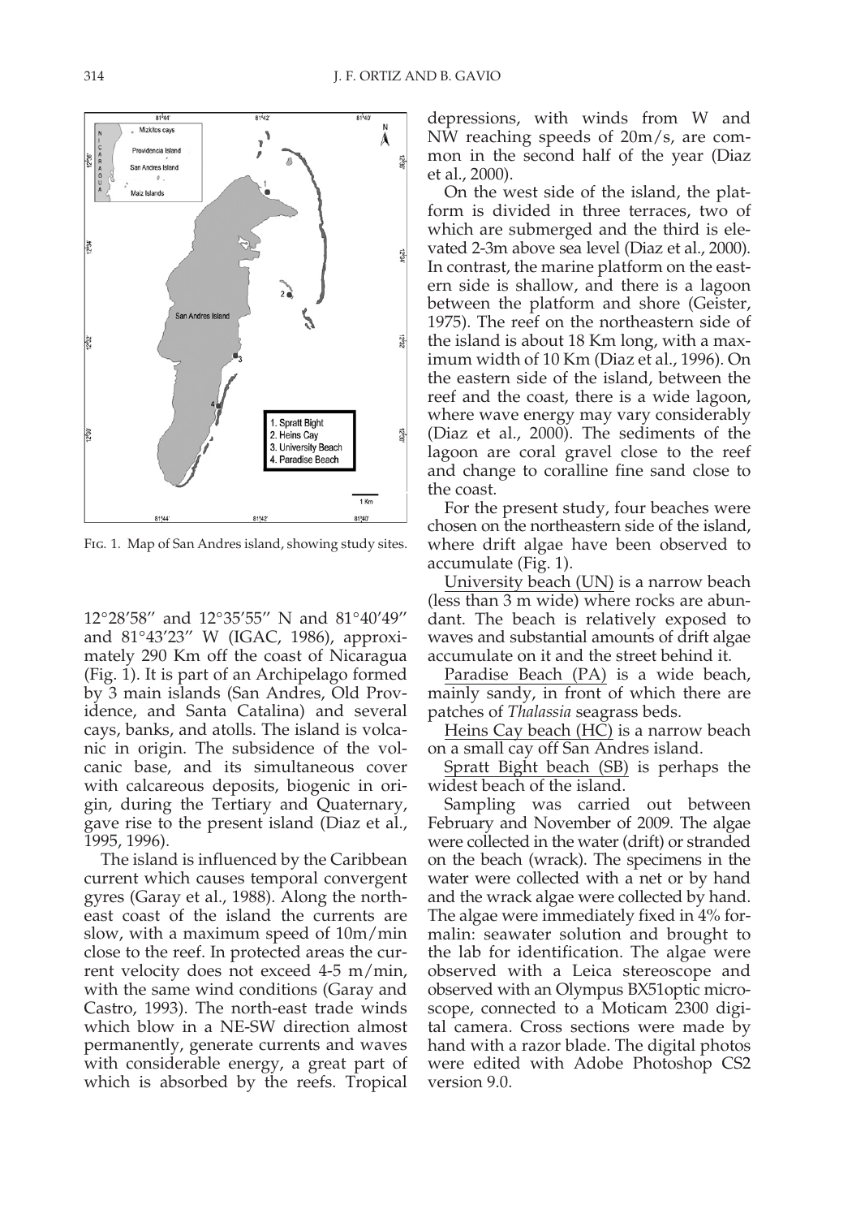Fig. 1. Map of San Andres island, showing study sites.

12°28′58″ and 12°35′55″ N and 81°40′49″ and 81°43′23″ W (IGAC, 1986), approximately 290 Km off the coast of Nicaragua (Fig. 1). It is part of an Archipelago formed by 3 main islands (San Andres, Old Providence, and Santa Catalina) and several cays, banks, and atolls. The island is volcanic in origin. The subsidence of the volcanic base, and its simultaneous cover with calcareous deposits, biogenic in origin, during the Tertiary and Quaternary, gave rise to the present island (Diaz et al., 1995, 1996).

The island is influenced by the Caribbean current which causes temporal convergent gyres (Garay et al., 1988). Along the northeast coast of the island the currents are slow, with a maximum speed of 10m/min close to the reef. In protected areas the current velocity does not exceed 4-5 m/min, with the same wind conditions (Garay and Castro, 1993). The north-east trade winds which blow in a NE-SW direction almost permanently, generate currents and waves with considerable energy, a great part of which is absorbed by the reefs. Tropical depressions, with winds from W and NW reaching speeds of 20m/s, are common in the second half of the year (Diaz et al., 2000).

On the west side of the island, the platform is divided in three terraces, two of which are submerged and the third is elevated 2-3m above sea level (Diaz et al., 2000). In contrast, the marine platform on the eastern side is shallow, and there is a lagoon between the platform and shore (Geister, 1975). The reef on the northeastern side of the island is about 18 Km long, with a maximum width of 10 Km (Diaz et al., 1996). On the eastern side of the island, between the reef and the coast, there is a wide lagoon, where wave energy may vary considerably (Diaz et al., 2000). The sediments of the lagoon are coral gravel close to the reef and change to coralline fine sand close to the coast.

For the present study, four beaches were chosen on the northeastern side of the island, where drift algae have been observed to accumulate (Fig. 1).

University beach (UN) is a narrow beach (less than 3 m wide) where rocks are abundant. The beach is relatively exposed to waves and substantial amounts of drift algae accumulate on it and the street behind it.

Paradise Beach (PA) is a wide beach, mainly sandy, in front of which there are patches of *Thalassia* seagrass beds.

Heins Cay beach (HC) is a narrow beach on a small cay off San Andres island.

Spratt Bight beach (SB) is perhaps the widest beach of the island.

Sampling was carried out between February and November of 2009. The algae were collected in the water (drift) or stranded on the beach (wrack). The specimens in the water were collected with a net or by hand and the wrack algae were collected by hand. The algae were immediately fixed in 4% formalin: seawater solution and brought to the lab for identification. The algae were observed with a Leica stereoscope and observed with an Olympus BX51optic microscope, connected to a Moticam 2300 digital camera. Cross sections were made by hand with a razor blade. The digital photos were edited with Adobe Photoshop CS2 version 9.0.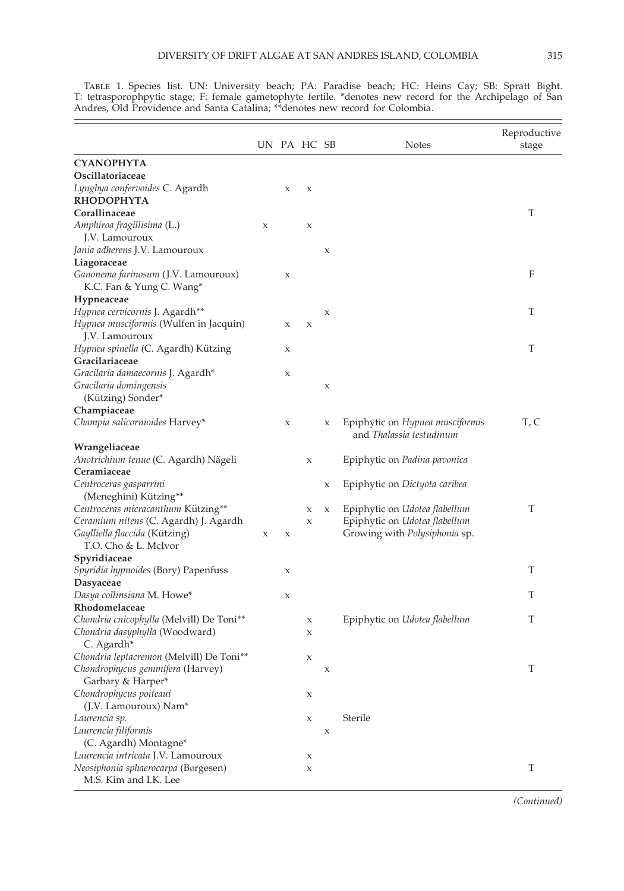TABLE 1. Species list. UN: University beach; PA: Paradise beach; HC: Heins Cay; SB: Spratt Bight. T: tetrasporophpytic stage; F: female gametophyte fertile. *denotes new record for the Archipelago of San Andres, Old Providence and Santa Catalina; **denotes new record for Colombia.

| | UN | PA | HC | SB | Notes | Reproductive stage |
|---|---|---|---|---|---|---|
| **CYANOPHYTA** | | | | | | |
| **Oscillatoriaceae** | | | | | | |
| *Lyngbya confervoides* C. Agardh | | x | x | | | |
| **RHODOPHYTA** | | | | | | |
| **Corallinaceae** | | | | | | T |
| *Amphiroa fragillisima* (L.) J.V. Lamouroux | x | | x | | | |
| *Jania adherens* J.V. Lamouroux | | | | x | | |
| **Liagoraceae** | | | | | | |
| *Ganonema farinosum* (J.V. Lamouroux) K.C. Fan & Yung C. Wang* | | x | | | | F |
| **Hypneaceae** | | | | | | |
| *Hypnea cervicornis* J. Agardh** | | | | x | | T |
| *Hypnea musciformis* (Wulfen in Jacquin) J.V. Lamouroux | | x | x | | | |
| *Hypnea spinella* (C. Agardh) Kützing | | x | | | | T |
| **Gracilariaceae** | | | | | | |
| *Gracilaria damaecornis* J. Agardh* | | x | | | | |
| *Gracilaria domingensis* (Kützing) Sonder* | | | | x | | |
| **Champiaceae** | | | | | | |
| *Champia salicornioides* Harvey* | | x | | x | Epiphytic on *Hypnea musciformis* and *Thalassia testudinum* | T, C |
| **Wrangeliaceae** | | | | | | |
| *Anotrichium tenue* (C. Agardh) Nägeli | | | x | | Epiphytic on *Padina pavonica* | |
| **Ceramiaceae** | | | | | | |
| *Centroceras gasparrini* (Meneghini) Kützing** | | | | x | Epiphytic on *Dictyota caribea* | |
| *Centroceras micracanthum* Kützing** | | | x | x | Epiphytic on *Udotea flabellum* | T |
| *Ceramium nitens* (C. Agardh) J. Agardh | | | x | | Epiphytic on *Udotea flabellum* | |
| *Gaylliella flaccida* (Kützing) T.O. Cho & L. McIvor | x | x | | | Growing with *Polysiphonia* sp. | |
| **Spyridiaceae** | | | | | | |
| *Spyridia hypnoides* (Bory) Papenfuss | | x | | | | T |
| **Dasyaceae** | | | | | | |
| *Dasya collinsiana* M. Howe* | | x | | | | T |
| **Rhodomelaceae** | | | | | | |
| *Chondria cnicophylla* (Melvill) De Toni** | | | x | | Epiphytic on *Udotea flabellum* | T |
| *Chondria dasyphylla* (Woodward) C. Agardh* | | | x | | | |
| *Chondria leptacremon* (Melvill) De Toni** | | | x | | | |
| *Chondrophycus gemmifera* (Harvey) Garbary & Harper* | | | | x | | T |
| *Chondrophycus poiteaui* (J.V. Lamouroux) Nam* | | | x | | | |
| *Laurencia sp.* | | | x | | Sterile | |
| *Laurencia filiformis* (C. Agardh) Montagne* | | | | x | | |
| *Laurencia intricata* J.V. Lamouroux | | | x | | | |
| *Neosiphonia sphaerocarpa* (Børgesen) M.S. Kim and I.K. Lee | | | x | | | T |

*(Continued)*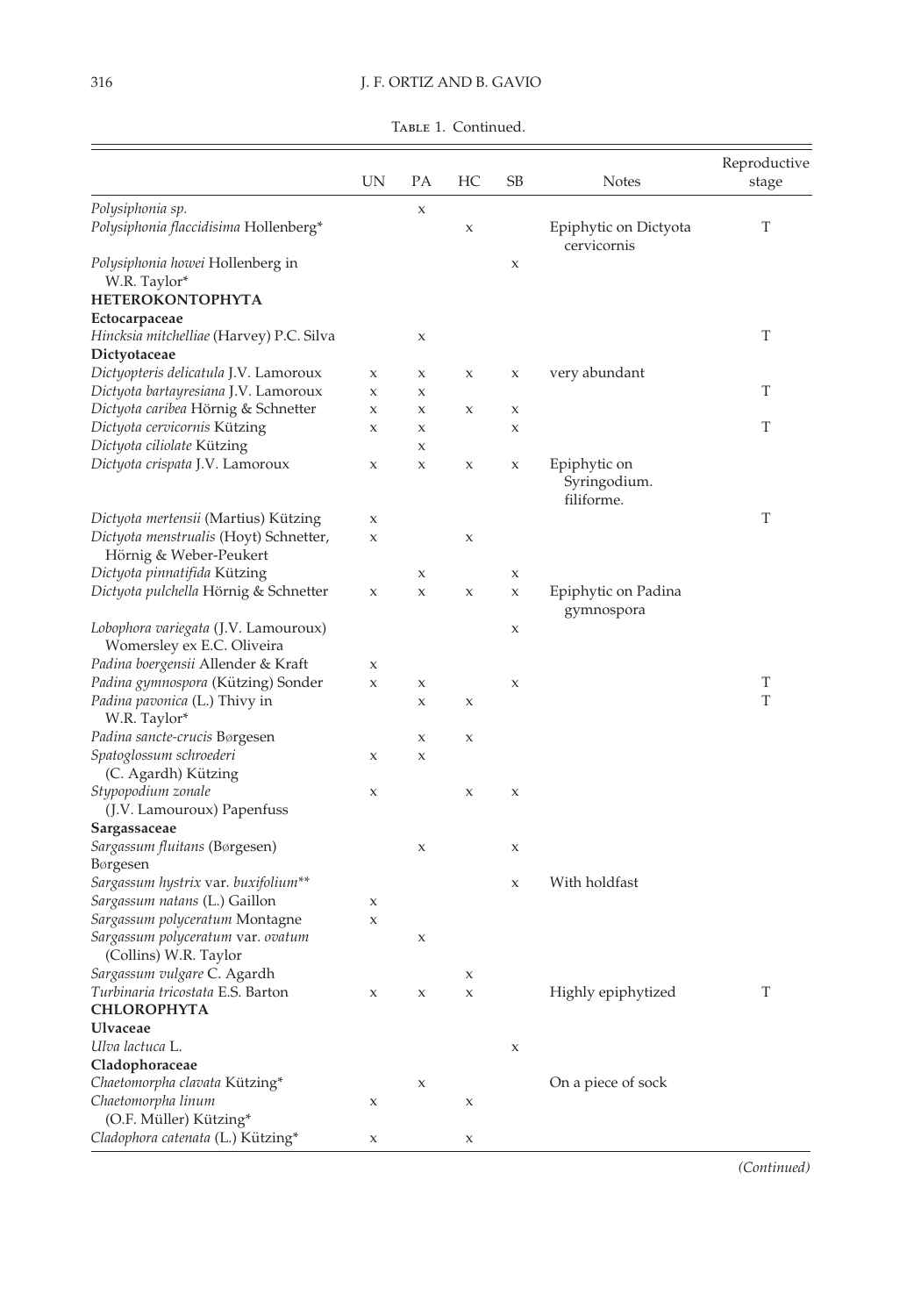Table 1. Continued.

| | UN | PA | HC | SB | Notes | Reproductive stage |
|---|---|---|---|---|---|---|
| *Polysiphonia* sp. | | x | | | | |
| *Polysiphonia flaccidisima* Hollenberg* | | | x | | Epiphytic on Dictyota cervicornis | T |
| *Polysiphonia howei* Hollenberg in W.R. Taylor* | | | | x | | |
| **HETEROKONTOPHYTA** | | | | | | |
| **Ectocarpaceae** | | | | | | |
| *Hincksia mitchelliae* (Harvey) P.C. Silva | | x | | | | T |
| **Dictyotaceae** | | | | | | |
| *Dictyopteris delicatula* J.V. Lamouroux | x | x | x | x | very abundant | |
| *Dictyota bartayresiana* J.V. Lamouroux | x | x | | | | T |
| *Dictyota caribea* Hörnig & Schnetter | x | x | x | x | | |
| *Dictyota cervicornis* Kützing | x | x | | x | | T |
| *Dictyota ciliolate* Kützing | | x | | | | |
| *Dictyota crispata* J.V. Lamouroux | x | x | x | x | Epiphytic on Syringodium. filiforme. | |
| *Dictyota mertensii* (Martius) Kützing | x | | | | | T |
| *Dictyota menstrualis* (Hoyt) Schnetter, Hörnig & Weber-Peukert | x | | x | | | |
| *Dictyota pinnatifida* Kützing | | x | | x | | |
| *Dictyota pulchella* Hörnig & Schnetter | x | x | x | x | Epiphytic on Padina gymnospora | |
| *Lobophora variegata* (J.V. Lamouroux) Womersley ex E.C. Oliveira | | | | x | | |
| *Padina boergensii* Allender & Kraft | x | | | | | |
| *Padina gymnospora* (Kützing) Sonder | x | x | | x | | T |
| *Padina pavonica* (L.) Thivy in W.R. Taylor* | | x | x | | | T |
| *Padina sancte-crucis* Børgesen | | x | x | | | |
| *Spatoglossum schroederi* (C. Agardh) Kützing | x | x | | | | |
| *Stypopodium zonale* (J.V. Lamouroux) Papenfuss | x | | x | x | | |
| **Sargassaceae** | | | | | | |
| *Sargassum fluitans* (Børgesen) Børgesen | | x | | x | | |
| *Sargassum hystrix* var. *buxifolium*** | | | | x | With holdfast | |
| *Sargassum natans* (L.) Gaillon | x | | | | | |
| *Sargassum polyceratum* Montagne | x | | | | | |
| *Sargassum polyceratum* var. *ovatum* (Collins) W.R. Taylor | | x | | | | |
| *Sargassum vulgare* C. Agardh | | | x | | | |
| *Turbinaria tricostata* E.S. Barton | x | x | x | | Highly epiphytized | T |
| **CHLOROPHYTA** | | | | | | |
| **Ulvaceae** | | | | | | |
| *Ulva lactuca* L. | | | | x | | |
| **Cladophoraceae** | | | | | | |
| *Chaetomorpha clavata* Kützing* | | x | | | On a piece of sock | |
| *Chaetomorpha linum* (O.F. Müller) Kützing* | x | | x | | | |
| *Cladophora catenata* (L.) Kützing* | x | | x | | | |

*(Continued)*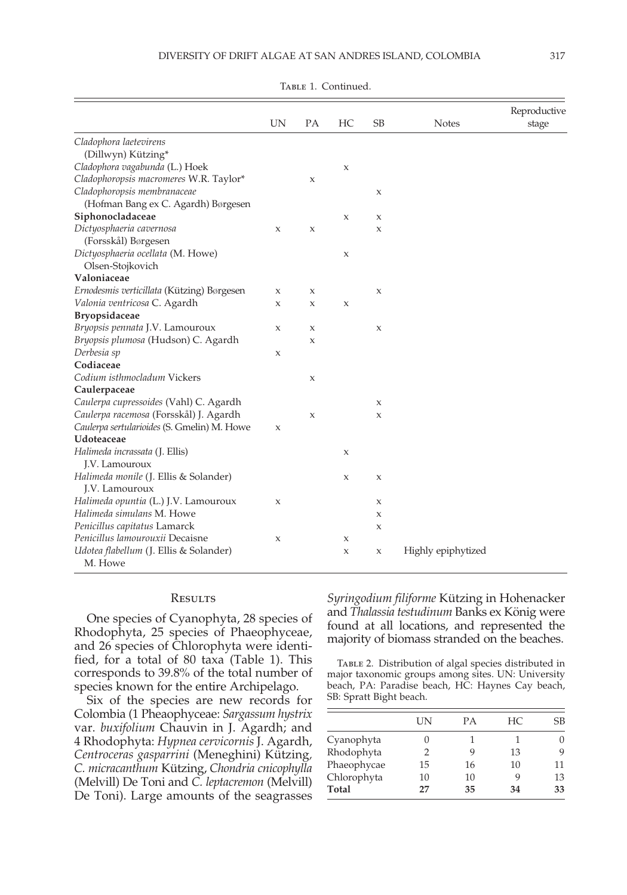Table 1. Continued.

| | UN | PA | HC | SB | Notes | Reproductive stage |
|---|---|---|---|---|---|---|
| *Cladophora laetevirens* (Dillwyn) Kützing* | | | | | | |
| *Cladophora vagabunda* (L.) Hoek | | | x | | | |
| *Cladophoropsis macromeres* W.R. Taylor* | | x | | | | |
| *Cladophoropsis membranaceae* (Hofman Bang ex C. Agardh) Børgesen | | | | x | | |
| **Siphonocladaceae** | | | x | x | | |
| *Dictyosphaeria cavernosa* (Forsskål) Børgesen | x | x | | x | | |
| *Dictyosphaeria ocellata* (M. Howe) Olsen-Stojkovich | | | x | | | |
| **Valoniaceae** | | | | | | |
| *Ernodesmis verticillata* (Kützing) Børgesen | x | x | | x | | |
| *Valonia ventricosa* C. Agardh | x | x | x | | | |
| **Bryopsidaceae** | | | | | | |
| *Bryopsis pennata* J.V. Lamouroux | x | x | | x | | |
| *Bryopsis plumosa* (Hudson) C. Agardh | | x | | | | |
| *Derbesia sp* | x | | | | | |
| **Codiaceae** | | | | | | |
| *Codium isthmocladum* Vickers | | x | | | | |
| **Caulerpaceae** | | | | | | |
| *Caulerpa cupressoides* (Vahl) C. Agardh | | | | x | | |
| *Caulerpa racemosa* (Forsskål) J. Agardh | | x | | x | | |
| *Caulerpa sertularioides* (S. Gmelin) M. Howe | x | | | | | |
| **Udoteaceae** | | | | | | |
| *Halimeda incrassata* (J. Ellis) J.V. Lamouroux | | | x | | | |
| *Halimeda monile* (J. Ellis & Solander) J.V. Lamouroux | | | x | x | | |
| *Halimeda opuntia* (L.) J.V. Lamouroux | x | | | x | | |
| *Halimeda simulans* M. Howe | | | | x | | |
| *Penicillus capitatus* Lamarck | | | | x | | |
| *Penicillus lamourouxii* Decaisne | x | | x | | | |
| *Udotea flabellum* (J. Ellis & Solander) M. Howe | | | x | x | Highly epiphytized | |

## Results

One species of Cyanophyta, 28 species of Rhodophyta, 25 species of Phaeophyceae, and 26 species of Chlorophyta were identified, for a total of 80 taxa (Table 1). This corresponds to 39.8% of the total number of species known for the entire Archipelago.

Six of the species are new records for Colombia (1 Pheaophyceae: *Sargassum hystrix* var. *buxifolium* Chauvin in J. Agardh; and 4 Rhodophyta: *Hypnea cervicornis* J. Agardh, *Centroceras gasparrini* (Meneghini) Kützing, *C. micracanthum* Kützing, *Chondria cnicophylla* (Melvill) De Toni and *C. leptacremon* (Melvill) De Toni). Large amounts of the seagrasses *Syringodium filiforme* Kützing in Hohenacker and *Thalassia testudinum* Banks ex König were found at all locations, and represented the majority of biomass stranded on the beaches.

Table 2. Distribution of algal species distributed in major taxonomic groups among sites. UN: University beach, PA: Paradise beach, HC: Haynes Cay beach, SB: Spratt Bight beach.

| | UN | PA | HC | SB |
|---|---|---|---|---|
| Cyanophyta | 0 | 1 | 1 | 0 |
| Rhodophyta | 2 | 9 | 13 | 9 |
| Phaeophycae | 15 | 16 | 10 | 11 |
| Chlorophyta | 10 | 10 | 9 | 13 |
| **Total** | **27** | **35** | **34** | **33** |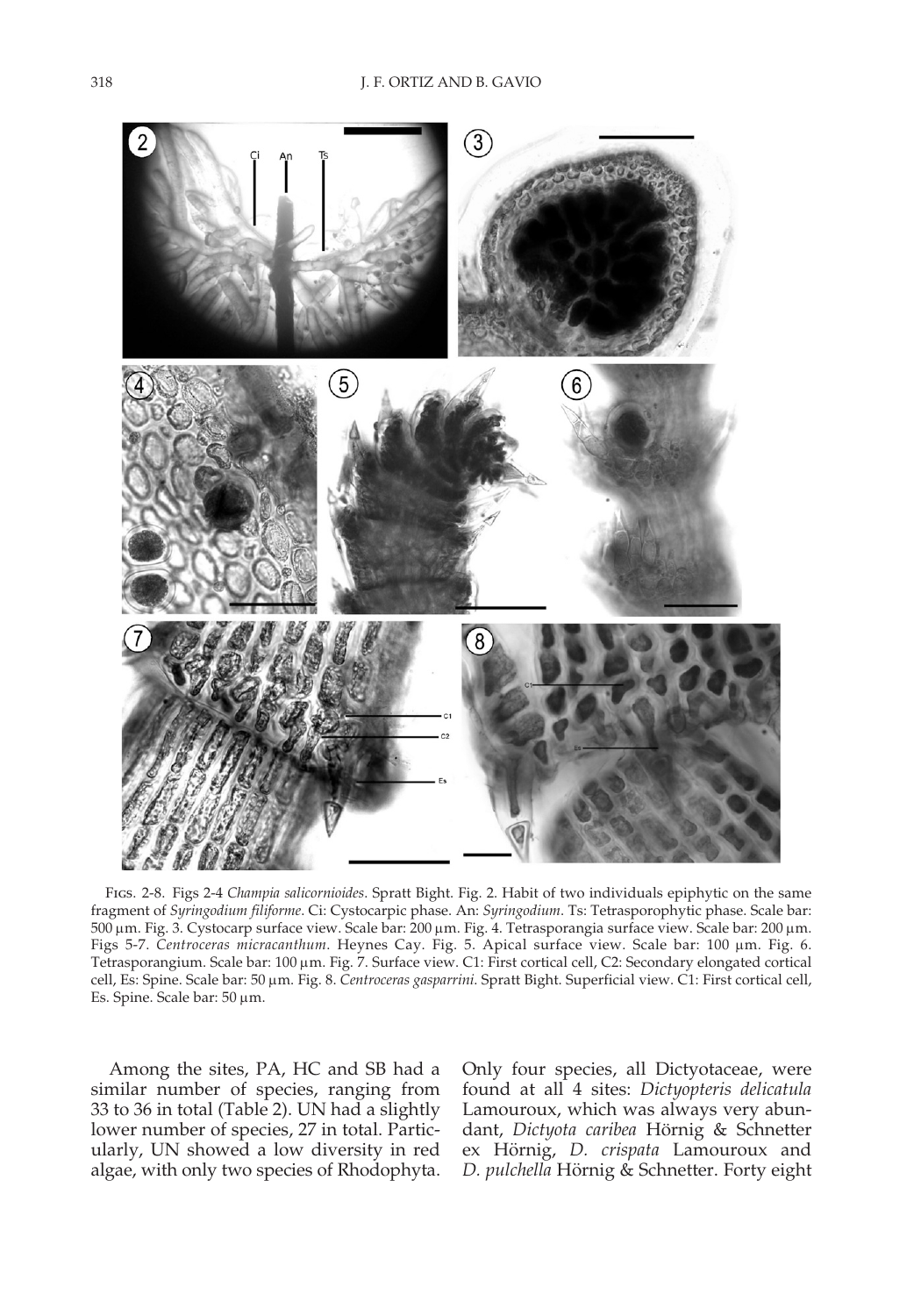FIGS. 2-8. Figs 2-4 *Champia salicornioides*. Spratt Bight. Fig. 2. Habit of two individuals epiphytic on the same fragment of *Syringodium filiforme*. Ci: Cystocarpic phase. An: *Syringodium*. Ts: Tetrasporophytic phase. Scale bar: 500 µm. Fig. 3. Cystocarp surface view. Scale bar: 200 µm. Fig. 4. Tetrasporangia surface view. Scale bar: 200 µm. Figs 5-7. *Centroceras micracanthum*. Heynes Cay. Fig. 5. Apical surface view. Scale bar: 100 µm. Fig. 6. Tetrasporangium. Scale bar: 100 µm. Fig. 7. Surface view. C1: First cortical cell, C2: Secondary elongated cortical cell, Es: Spine. Scale bar: 50 µm. Fig. 8. *Centroceras gasparrini*. Spratt Bight. Superficial view. C1: First cortical cell, Es. Spine. Scale bar: 50 µm.

Among the sites, PA, HC and SB had a similar number of species, ranging from 33 to 36 in total (Table 2). UN had a slightly lower number of species, 27 in total. Particularly, UN showed a low diversity in red algae, with only two species of Rhodophyta. Only four species, all Dictyotaceae, were found at all 4 sites: *Dictyopteris delicatula* Lamouroux, which was always very abundant, *Dictyota caribea* Hörnig & Schnetter ex Hörnig, *D. crispata* Lamouroux and *D. pulchella* Hörnig & Schnetter. Forty eight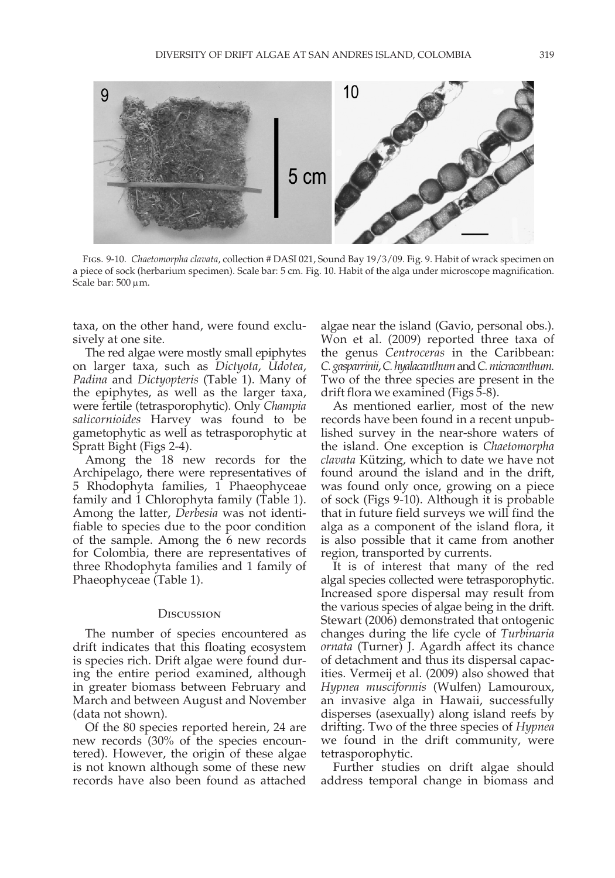FIGS. 9-10. *Chaetomorpha clavata*, collection # DASI 021, Sound Bay 19/3/09. Fig. 9. Habit of wrack specimen on a piece of sock (herbarium specimen). Scale bar: 5 cm. Fig. 10. Habit of the alga under microscope magnification. Scale bar: 500 µm.

taxa, on the other hand, were found exclusively at one site.

The red algae were mostly small epiphytes on larger taxa, such as *Dictyota*, *Udotea*, *Padina* and *Dictyopteris* (Table 1). Many of the epiphytes, as well as the larger taxa, were fertile (tetrasporophytic). Only *Champia salicornioides* Harvey was found to be gametophytic as well as tetrasporophytic at Spratt Bight (Figs 2-4).

Among the 18 new records for the Archipelago, there were representatives of 5 Rhodophyta families, 1 Phaeophyceae family and 1 Chlorophyta family (Table 1). Among the latter, *Derbesia* was not identifiable to species due to the poor condition of the sample. Among the 6 new records for Colombia, there are representatives of three Rhodophyta families and 1 family of Phaeophyceae (Table 1).

## DISCUSSION

The number of species encountered as drift indicates that this floating ecosystem is species rich. Drift algae were found during the entire period examined, although in greater biomass between February and March and between August and November (data not shown).

Of the 80 species reported herein, 24 are new records (30% of the species encountered). However, the origin of these algae is not known although some of these new records have also been found as attached algae near the island (Gavio, personal obs.). Won et al. (2009) reported three taxa of the genus *Centroceras* in the Caribbean: *C. gasparrinii*, *C. hyalacanthum* and *C. micracanthum*. Two of the three species are present in the drift flora we examined (Figs 5-8).

As mentioned earlier, most of the new records have been found in a recent unpublished survey in the near-shore waters of the island. One exception is *Chaetomorpha clavata* Kützing, which to date we have not found around the island and in the drift, was found only once, growing on a piece of sock (Figs 9-10). Although it is probable that in future field surveys we will find the alga as a component of the island flora, it is also possible that it came from another region, transported by currents.

It is of interest that many of the red algal species collected were tetrasporophytic. Increased spore dispersal may result from the various species of algae being in the drift. Stewart (2006) demonstrated that ontogenic changes during the life cycle of *Turbinaria ornata* (Turner) J. Agardh affect its chance of detachment and thus its dispersal capacities. Vermeij et al. (2009) also showed that *Hypnea musciformis* (Wulfen) Lamouroux, an invasive alga in Hawaii, successfully disperses (asexually) along island reefs by drifting. Two of the three species of *Hypnea* we found in the drift community, were tetrasporophytic.

Further studies on drift algae should address temporal change in biomass and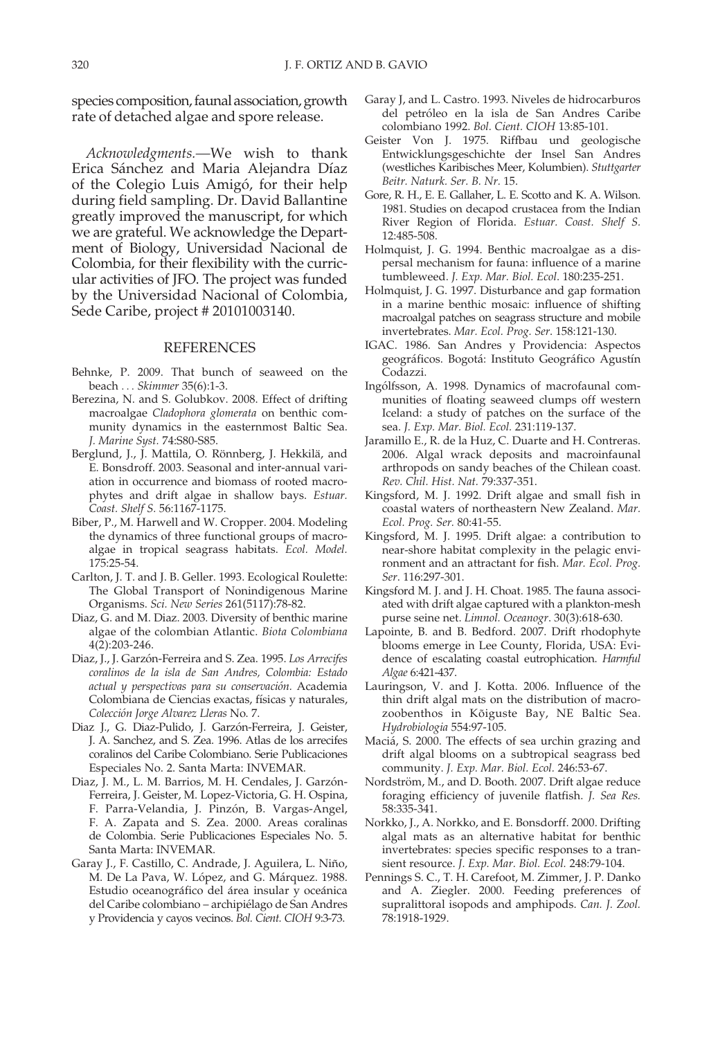species composition, faunal association, growth rate of detached algae and spore release.

*Acknowledgments.*—We wish to thank Erica Sánchez and Maria Alejandra Díaz of the Colegio Luis Amigó, for their help during field sampling. Dr. David Ballantine greatly improved the manuscript, for which we are grateful. We acknowledge the Department of Biology, Universidad Nacional de Colombia, for their flexibility with the curricular activities of JFO. The project was funded by the Universidad Nacional of Colombia, Sede Caribe, project # 20101003140.

## REFERENCES

Behnke, P. 2009. That bunch of seaweed on the beach . . . *Skimmer* 35(6):1-3.

Berezina, N. and S. Golubkov. 2008. Effect of drifting macroalgae *Cladophora glomerata* on benthic community dynamics in the easternmost Baltic Sea. *J. Marine Syst.* 74:S80-S85.

Berglund, J., J. Mattila, O. Rönnberg, J. Hekkilä, and E. Bonsdroff. 2003. Seasonal and inter-annual variation in occurrence and biomass of rooted macrophytes and drift algae in shallow bays. *Estuar. Coast. Shelf S.* 56:1167-1175.

Biber, P., M. Harwell and W. Cropper. 2004. Modeling the dynamics of three functional groups of macroalgae in tropical seagrass habitats. *Ecol. Model.* 175:25-54.

Carlton, J. T. and J. B. Geller. 1993. Ecological Roulette: The Global Transport of Nonindigenous Marine Organisms. *Sci. New Series* 261(5117):78-82.

Diaz, G. and M. Diaz. 2003. Diversity of benthic marine algae of the colombian Atlantic. *Biota Colombiana* 4(2):203-246.

Diaz, J., J. Garzón-Ferreira and S. Zea. 1995. *Los Arrecifes coralinos de la isla de San Andres, Colombia: Estado actual y perspectivas para su conservación*. Academia Colombiana de Ciencias exactas, físicas y naturales, *Colección Jorge Alvarez Lleras* No. 7.

Diaz J., G. Diaz-Pulido, J. Garzón-Ferreira, J. Geister, J. A. Sanchez, and S. Zea. 1996. Atlas de los arrecifes coralinos del Caribe Colombiano. Serie Publicaciones Especiales No. 2. Santa Marta: INVEMAR.

Diaz, J. M., L. M. Barrios, M. H. Cendales, J. Garzón-Ferreira, J. Geister, M. Lopez-Victoria, G. H. Ospina, F. Parra-Velandia, J. Pinzón, B. Vargas-Angel, F. A. Zapata and S. Zea. 2000. Areas coralinas de Colombia. Serie Publicaciones Especiales No. 5. Santa Marta: INVEMAR.

Garay J., F. Castillo, C. Andrade, J. Aguilera, L. Niño, M. De La Pava, W. López, and G. Márquez. 1988. Estudio oceanográfico del área insular y oceánica del Caribe colombiano – archipiélago de San Andres y Providencia y cayos vecinos. *Bol. Cient. CIOH* 9:3-73.

Garay J, and L. Castro. 1993. Niveles de hidrocarburos del petróleo en la isla de San Andres Caribe colombiano 1992. *Bol. Cient. CIOH* 13:85-101.

Geister Von J. 1975. Riffbau und geologische Entwicklungsgeschichte der Insel San Andres (westliches Karibisches Meer, Kolumbien). *Stuttgarter Beitr. Naturk. Ser. B. Nr.* 15.

Gore, R. H., E. E. Gallaher, L. E. Scotto and K. A. Wilson. 1981. Studies on decapod crustacea from the Indian River Region of Florida. *Estuar. Coast. Shelf S.* 12:485-508.

Holmquist, J. G. 1994. Benthic macroalgae as a dispersal mechanism for fauna: influence of a marine tumbleweed. *J. Exp. Mar. Biol. Ecol*. 180:235-251.

Holmquist, J. G. 1997. Disturbance and gap formation in a marine benthic mosaic: influence of shifting macroalgal patches on seagrass structure and mobile invertebrates. *Mar. Ecol. Prog. Ser*. 158:121-130.

IGAC. 1986. San Andres y Providencia: Aspectos geográficos. Bogotá: Instituto Geográfico Agustín Codazzi.

Ingólfsson, A. 1998. Dynamics of macrofaunal communities of floating seaweed clumps off western Iceland: a study of patches on the surface of the sea. *J. Exp. Mar. Biol. Ecol.* 231:119-137.

Jaramillo E., R. de la Huz, C. Duarte and H. Contreras. 2006. Algal wrack deposits and macroinfaunal arthropods on sandy beaches of the Chilean coast. *Rev. Chil. Hist. Nat.* 79:337-351.

Kingsford, M. J. 1992. Drift algae and small fish in coastal waters of northeastern New Zealand. *Mar. Ecol. Prog. Ser.* 80:41-55.

Kingsford, M. J. 1995. Drift algae: a contribution to near-shore habitat complexity in the pelagic environment and an attractant for fish. *Mar. Ecol. Prog. Ser*. 116:297-301.

Kingsford M. J. and J. H. Choat. 1985. The fauna associated with drift algae captured with a plankton-mesh purse seine net. *Limnol. Oceanogr*. 30(3):618-630.

Lapointe, B. and B. Bedford. 2007. Drift rhodophyte blooms emerge in Lee County, Florida, USA: Evidence of escalating coastal eutrophication. *Harmful Algae* 6:421-437.

Lauringson, V. and J. Kotta. 2006. Influence of the thin drift algal mats on the distribution of macrozoobenthos in Kõiguste Bay, NE Baltic Sea. *Hydrobiologia* 554:97-105.

Maciá, S. 2000. The effects of sea urchin grazing and drift algal blooms on a subtropical seagrass bed community. *J. Exp. Mar. Biol. Ecol*. 246:53-67.

Nordström, M., and D. Booth. 2007. Drift algae reduce foraging efficiency of juvenile flatfish. *J. Sea Res.* 58:335-341.

Norkko, J., A. Norkko, and E. Bonsdorff. 2000. Drifting algal mats as an alternative habitat for benthic invertebrates: species specific responses to a transient resource. *J. Exp. Mar. Biol. Ecol.* 248:79-104.

Pennings S. C., T. H. Carefoot, M. Zimmer, J. P. Danko and A. Ziegler. 2000. Feeding preferences of supralittoral isopods and amphipods. *Can. J. Zool.* 78:1918-1929.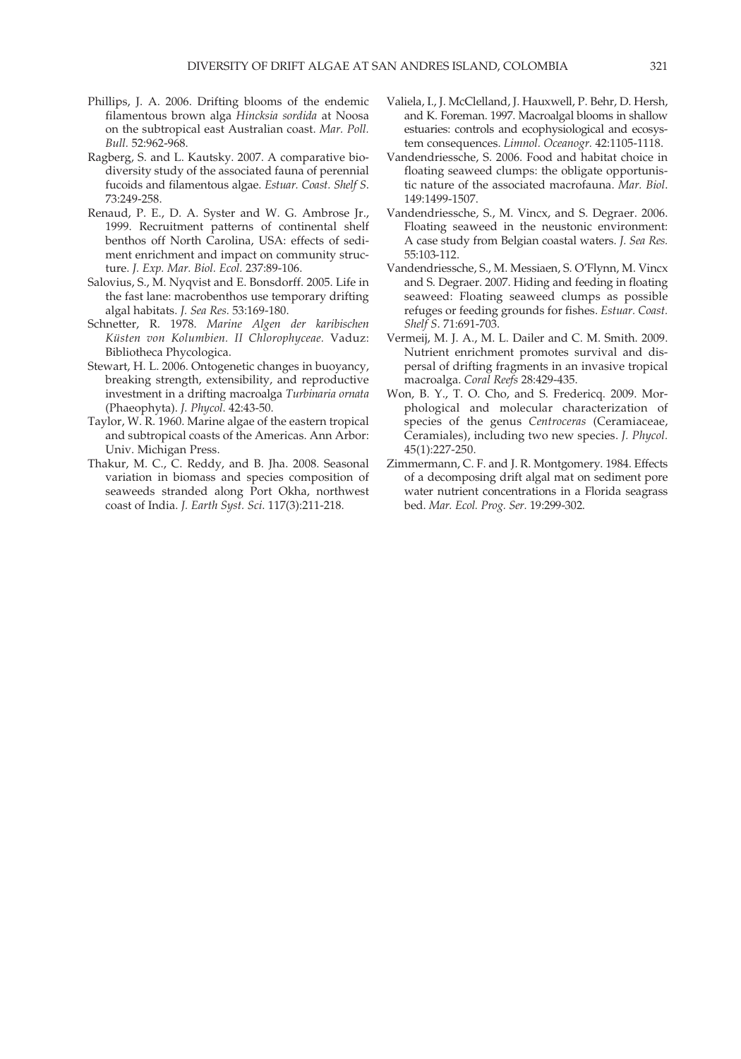Phillips, J. A. 2006. Drifting blooms of the endemic filamentous brown alga *Hincksia sordida* at Noosa on the subtropical east Australian coast. *Mar. Poll. Bull.* 52:962-968.

Ragberg, S. and L. Kautsky. 2007. A comparative biodiversity study of the associated fauna of perennial fucoids and filamentous algae. *Estuar. Coast. Shelf S*. 73:249-258.

Renaud, P. E., D. A. Syster and W. G. Ambrose Jr., 1999. Recruitment patterns of continental shelf benthos off North Carolina, USA: effects of sediment enrichment and impact on community structure. *J. Exp. Mar. Biol. Ecol.* 237:89-106.

Salovius, S., M. Nyqvist and E. Bonsdorff. 2005. Life in the fast lane: macrobenthos use temporary drifting algal habitats. *J. Sea Res.* 53:169-180.

Schnetter, R. 1978. *Marine Algen der karibischen Küsten von Kolumbien. II Chlorophyceae.* Vaduz: Bibliotheca Phycologica.

Stewart, H. L. 2006. Ontogenetic changes in buoyancy, breaking strength, extensibility, and reproductive investment in a drifting macroalga *Turbinaria ornata* (Phaeophyta). *J. Phycol*. 42:43-50.

Taylor, W. R. 1960. Marine algae of the eastern tropical and subtropical coasts of the Americas. Ann Arbor: Univ. Michigan Press.

Thakur, M. C., C. Reddy, and B. Jha. 2008. Seasonal variation in biomass and species composition of seaweeds stranded along Port Okha, northwest coast of India. *J. Earth Syst. Sci*. 117(3):211-218.

Valiela, I., J. McClelland, J. Hauxwell, P. Behr, D. Hersh, and K. Foreman. 1997. Macroalgal blooms in shallow estuaries: controls and ecophysiological and ecosystem consequences. *Limnol. Oceanogr*. 42:1105-1118.

Vandendriessche, S. 2006. Food and habitat choice in floating seaweed clumps: the obligate opportunistic nature of the associated macrofauna. *Mar. Biol*. 149:1499-1507.

Vandendriessche, S., M. Vincx, and S. Degraer. 2006. Floating seaweed in the neustonic environment: A case study from Belgian coastal waters. *J. Sea Res.* 55:103-112.

Vandendriessche, S., M. Messiaen, S. O'Flynn, M. Vincx and S. Degraer. 2007. Hiding and feeding in floating seaweed: Floating seaweed clumps as possible refuges or feeding grounds for fishes. *Estuar. Coast. Shelf S*. 71:691-703.

Vermeij, M. J. A., M. L. Dailer and C. M. Smith. 2009. Nutrient enrichment promotes survival and dispersal of drifting fragments in an invasive tropical macroalga. *Coral Reefs* 28:429-435.

Won, B. Y., T. O. Cho, and S. Fredericq. 2009. Morphological and molecular characterization of species of the genus *Centroceras* (Ceramiaceae, Ceramiales), including two new species. *J. Phycol.* 45(1):227-250.

Zimmermann, C. F. and J. R. Montgomery. 1984. Effects of a decomposing drift algal mat on sediment pore water nutrient concentrations in a Florida seagrass bed. *Mar. Ecol. Prog. Ser.* 19:299-302.